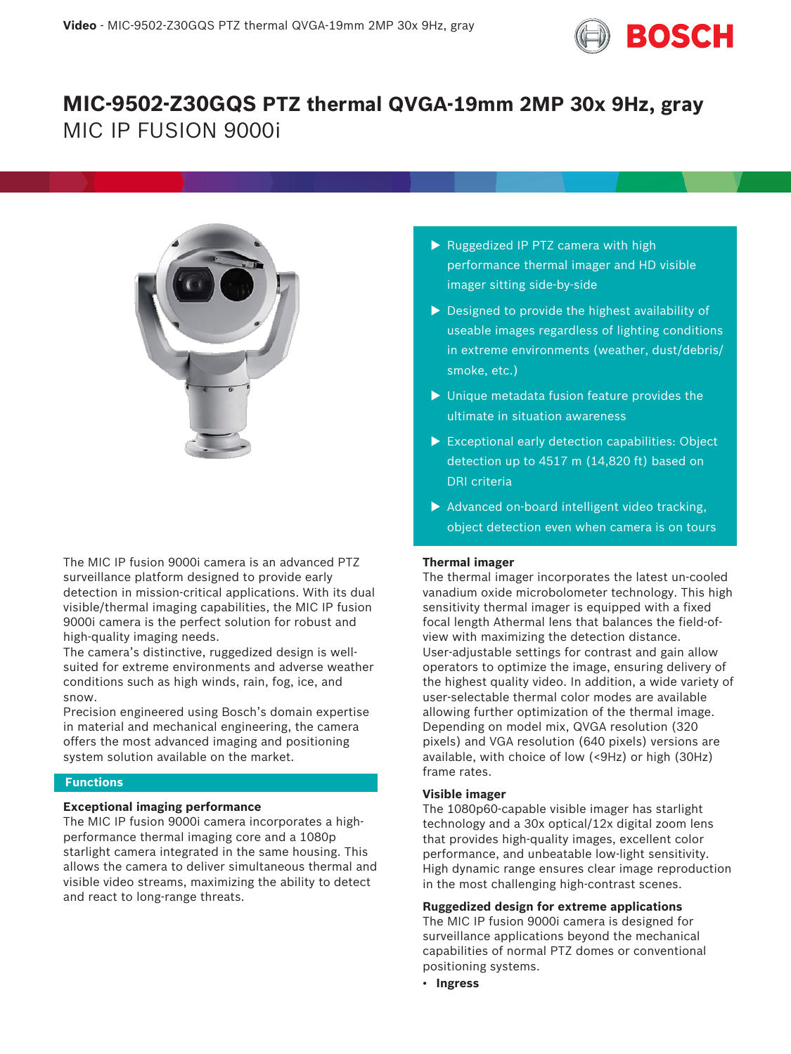# MIC-9502-Z30GQS PTZ thermal QVGA-19mm 2MP 30x 9Hz, gray

## MIC IP FUSION 9000i

- Ruggedized IP PTZ camera with high performance thermal imager and HD visible imager sitting side-by-side
- Designed to provide the highest availability of useable images regardless of lighting conditions in extreme environments (weather, dust/debris/smoke, etc.)
- Unique metadata fusion feature provides the ultimate in situation awareness
- Exceptional early detection capabilities: Object detection up to 4517 m (14,820 ft) based on DRI criteria
- Advanced on-board intelligent video tracking, object detection even when camera is on tours

The MIC IP fusion 9000i camera is an advanced PTZ surveillance platform designed to provide early detection in mission-critical applications. With its dual visible/thermal imaging capabilities, the MIC IP fusion 9000i camera is the perfect solution for robust and high-quality imaging needs.

The camera's distinctive, ruggedized design is well-suited for extreme environments and adverse weather conditions such as high winds, rain, fog, ice, and snow.

Precision engineered using Bosch's domain expertise in material and mechanical engineering, the camera offers the most advanced imaging and positioning system solution available on the market.

## Functions

### Exceptional imaging performance

The MIC IP fusion 9000i camera incorporates a high-performance thermal imaging core and a 1080p starlight camera integrated in the same housing. This allows the camera to deliver simultaneous thermal and visible video streams, maximizing the ability to detect and react to long-range threats.

### Thermal imager

The thermal imager incorporates the latest un-cooled vanadium oxide microbolometer technology. This high sensitivity thermal imager is equipped with a fixed focal length Athermal lens that balances the field-of-view with maximizing the detection distance.

User-adjustable settings for contrast and gain allow operators to optimize the image, ensuring delivery of the highest quality video. In addition, a wide variety of user-selectable thermal color modes are available allowing further optimization of the thermal image. Depending on model mix, QVGA resolution (320 pixels) and VGA resolution (640 pixels) versions are available, with choice of low (<9Hz) or high (30Hz) frame rates.

### Visible imager

The 1080p60-capable visible imager has starlight technology and a 30x optical/12x digital zoom lens that provides high-quality images, excellent color performance, and unbeatable low-light sensitivity. High dynamic range ensures clear image reproduction in the most challenging high-contrast scenes.

### Ruggedized design for extreme applications

The MIC IP fusion 9000i camera is designed for surveillance applications beyond the mechanical capabilities of normal PTZ domes or conventional positioning systems.

- **Ingress**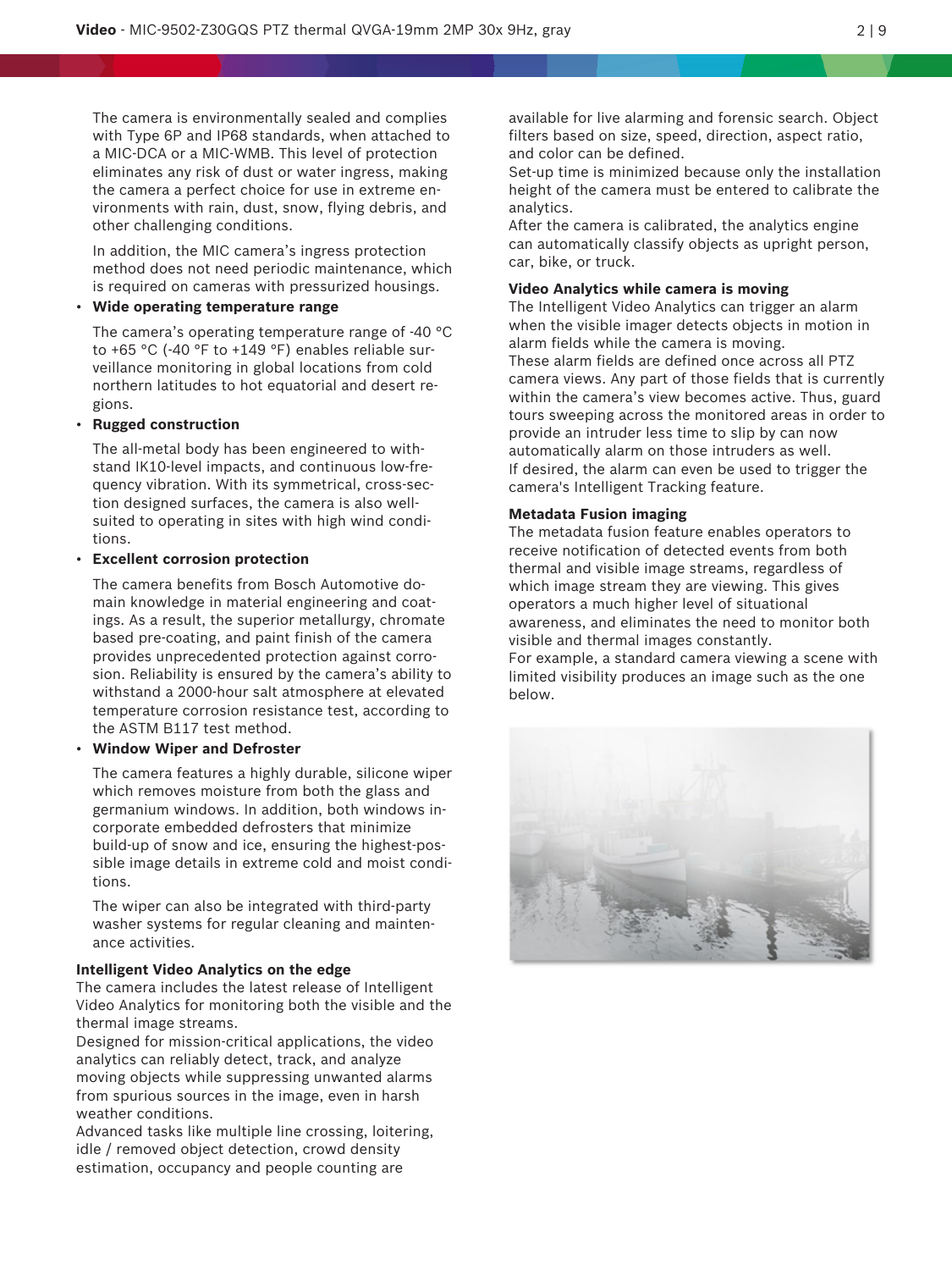The camera is environmentally sealed and complies with Type 6P and IP68 standards, when attached to a MIC-DCA or a MIC-WMB. This level of protection eliminates any risk of dust or water ingress, making the camera a perfect choice for use in extreme environments with rain, dust, snow, flying debris, and other challenging conditions.

In addition, the MIC camera's ingress protection method does not need periodic maintenance, which is required on cameras with pressurized housings.

- **Wide operating temperature range**

  The camera's operating temperature range of -40 °C to +65 °C (-40 °F to +149 °F) enables reliable surveillance monitoring in global locations from cold northern latitudes to hot equatorial and desert regions.

- **Rugged construction**

  The all-metal body has been engineered to withstand IK10-level impacts, and continuous low-frequency vibration. With its symmetrical, cross-section designed surfaces, the camera is also well-suited to operating in sites with high wind conditions.

- **Excellent corrosion protection**

  The camera benefits from Bosch Automotive domain knowledge in material engineering and coatings. As a result, the superior metallurgy, chromate based pre-coating, and paint finish of the camera provides unprecedented protection against corrosion. Reliability is ensured by the camera's ability to withstand a 2000-hour salt atmosphere at elevated temperature corrosion resistance test, according to the ASTM B117 test method.

- **Window Wiper and Defroster**

  The camera features a highly durable, silicone wiper which removes moisture from both the glass and germanium windows. In addition, both windows incorporate embedded defrosters that minimize build-up of snow and ice, ensuring the highest-possible image details in extreme cold and moist conditions.

  The wiper can also be integrated with third-party washer systems for regular cleaning and maintenance activities.

**Intelligent Video Analytics on the edge**

The camera includes the latest release of Intelligent Video Analytics for monitoring both the visible and the thermal image streams.

Designed for mission-critical applications, the video analytics can reliably detect, track, and analyze moving objects while suppressing unwanted alarms from spurious sources in the image, even in harsh weather conditions.

Advanced tasks like multiple line crossing, loitering, idle / removed object detection, crowd density estimation, occupancy and people counting are available for live alarming and forensic search. Object filters based on size, speed, direction, aspect ratio, and color can be defined.

Set-up time is minimized because only the installation height of the camera must be entered to calibrate the analytics.

After the camera is calibrated, the analytics engine can automatically classify objects as upright person, car, bike, or truck.

**Video Analytics while camera is moving**

The Intelligent Video Analytics can trigger an alarm when the visible imager detects objects in motion in alarm fields while the camera is moving.

These alarm fields are defined once across all PTZ camera views. Any part of those fields that is currently within the camera's view becomes active. Thus, guard tours sweeping across the monitored areas in order to provide an intruder less time to slip by can now automatically alarm on those intruders as well.

If desired, the alarm can even be used to trigger the camera's Intelligent Tracking feature.

**Metadata Fusion imaging**

The metadata fusion feature enables operators to receive notification of detected events from both thermal and visible image streams, regardless of which image stream they are viewing. This gives operators a much higher level of situational awareness, and eliminates the need to monitor both visible and thermal images constantly.

For example, a standard camera viewing a scene with limited visibility produces an image such as the one below.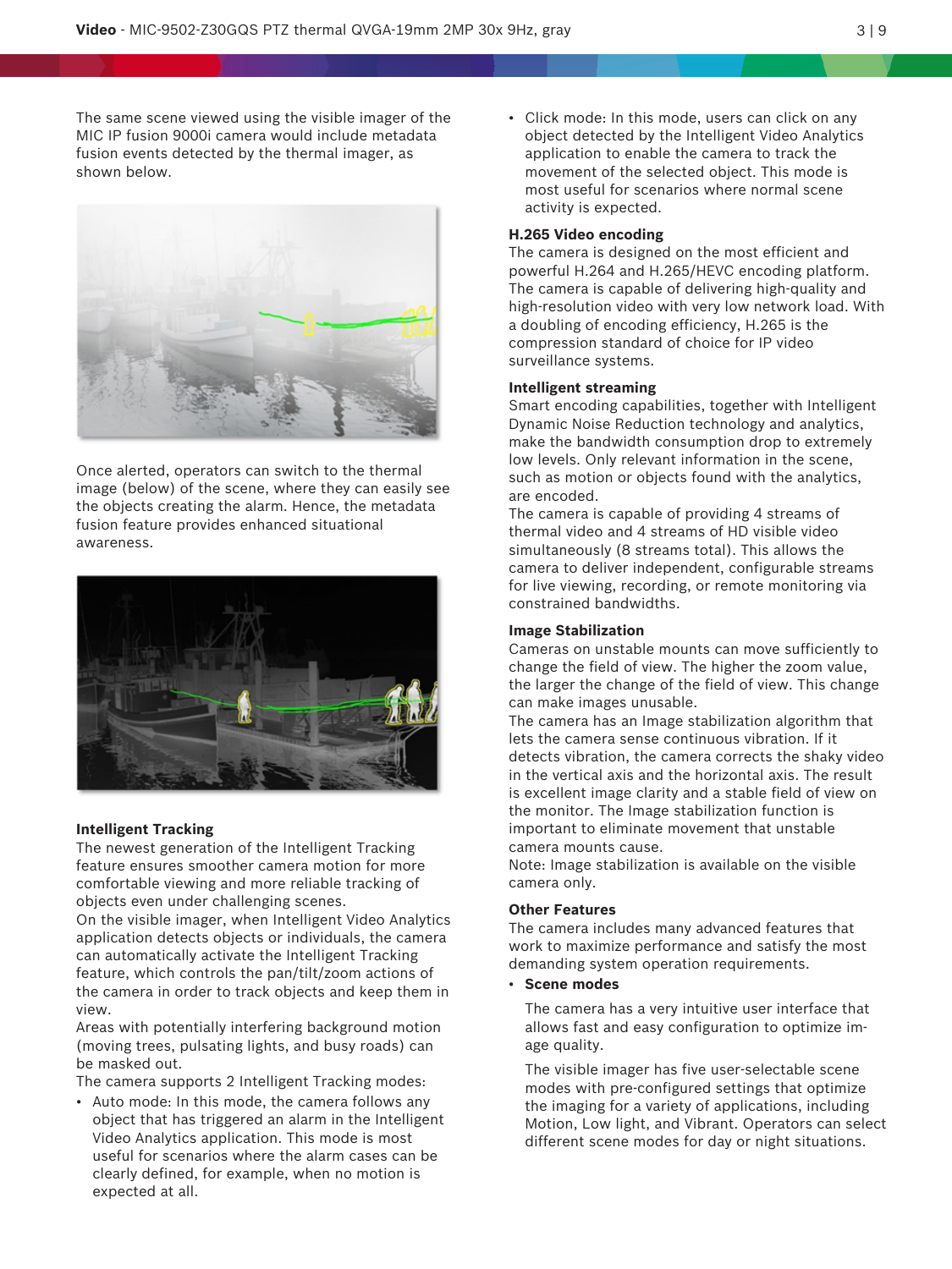The same scene viewed using the visible imager of the MIC IP fusion 9000i camera would include metadata fusion events detected by the thermal imager, as shown below.

Once alerted, operators can switch to the thermal image (below) of the scene, where they can easily see the objects creating the alarm. Hence, the metadata fusion feature provides enhanced situational awareness.

**Intelligent Tracking**

The newest generation of the Intelligent Tracking feature ensures smoother camera motion for more comfortable viewing and more reliable tracking of objects even under challenging scenes.

On the visible imager, when Intelligent Video Analytics application detects objects or individuals, the camera can automatically activate the Intelligent Tracking feature, which controls the pan/tilt/zoom actions of the camera in order to track objects and keep them in view.

Areas with potentially interfering background motion (moving trees, pulsating lights, and busy roads) can be masked out.

The camera supports 2 Intelligent Tracking modes:

- Auto mode: In this mode, the camera follows any object that has triggered an alarm in the Intelligent Video Analytics application. This mode is most useful for scenarios where the alarm cases can be clearly defined, for example, when no motion is expected at all.
- Click mode: In this mode, users can click on any object detected by the Intelligent Video Analytics application to enable the camera to track the movement of the selected object. This mode is most useful for scenarios where normal scene activity is expected.

**H.265 Video encoding**

The camera is designed on the most efficient and powerful H.264 and H.265/HEVC encoding platform. The camera is capable of delivering high-quality and high-resolution video with very low network load. With a doubling of encoding efficiency, H.265 is the compression standard of choice for IP video surveillance systems.

**Intelligent streaming**

Smart encoding capabilities, together with Intelligent Dynamic Noise Reduction technology and analytics, make the bandwidth consumption drop to extremely low levels. Only relevant information in the scene, such as motion or objects found with the analytics, are encoded.

The camera is capable of providing 4 streams of thermal video and 4 streams of HD visible video simultaneously (8 streams total). This allows the camera to deliver independent, configurable streams for live viewing, recording, or remote monitoring via constrained bandwidths.

**Image Stabilization**

Cameras on unstable mounts can move sufficiently to change the field of view. The higher the zoom value, the larger the change of the field of view. This change can make images unusable.

The camera has an Image stabilization algorithm that lets the camera sense continuous vibration. If it detects vibration, the camera corrects the shaky video in the vertical axis and the horizontal axis. The result is excellent image clarity and a stable field of view on the monitor. The Image stabilization function is important to eliminate movement that unstable camera mounts cause.

Note: Image stabilization is available on the visible camera only.

**Other Features**

The camera includes many advanced features that work to maximize performance and satisfy the most demanding system operation requirements.

- **Scene modes**

  The camera has a very intuitive user interface that allows fast and easy configuration to optimize image quality.

  The visible imager has five user-selectable scene modes with pre-configured settings that optimize the imaging for a variety of applications, including Motion, Low light, and Vibrant. Operators can select different scene modes for day or night situations.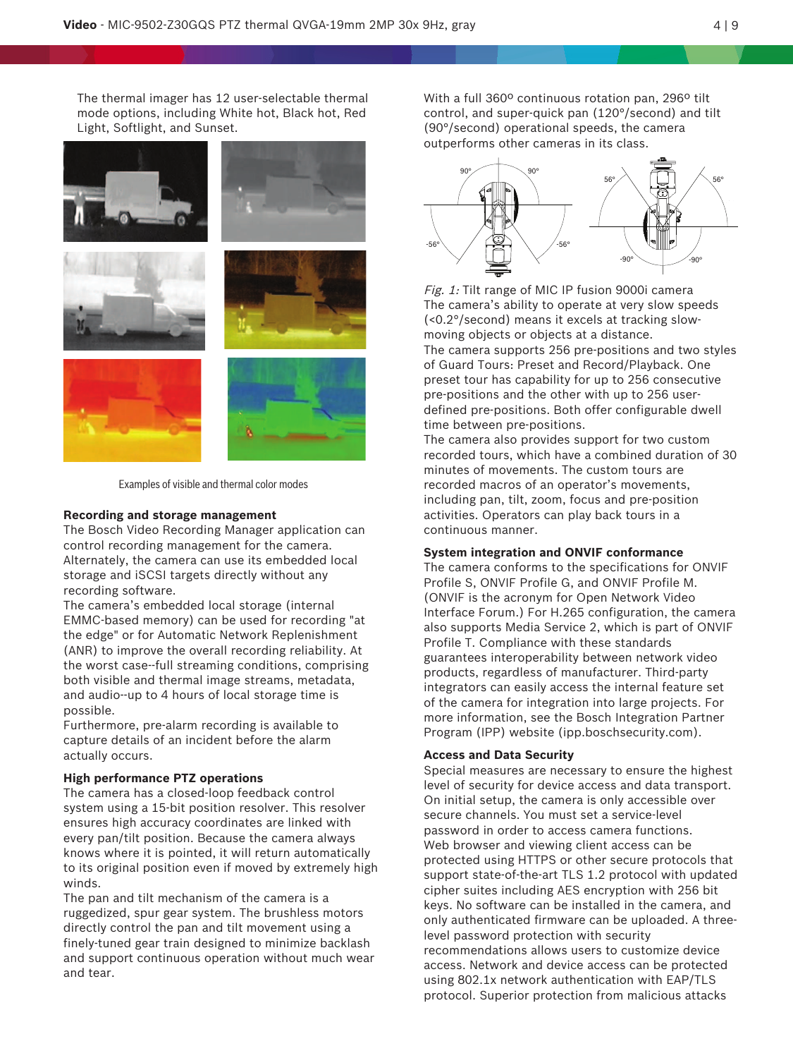The thermal imager has 12 user-selectable thermal mode options, including White hot, Black hot, Red Light, Softlight, and Sunset.

Examples of visible and thermal color modes

### Recording and storage management

The Bosch Video Recording Manager application can control recording management for the camera. Alternately, the camera can use its embedded local storage and iSCSI targets directly without any recording software.

The camera's embedded local storage (internal EMMC-based memory) can be used for recording "at the edge" or for Automatic Network Replenishment (ANR) to improve the overall recording reliability. At the worst case--full streaming conditions, comprising both visible and thermal image streams, metadata, and audio--up to 4 hours of local storage time is possible.

Furthermore, pre-alarm recording is available to capture details of an incident before the alarm actually occurs.

### High performance PTZ operations

The camera has a closed-loop feedback control system using a 15-bit position resolver. This resolver ensures high accuracy coordinates are linked with every pan/tilt position. Because the camera always knows where it is pointed, it will return automatically to its original position even if moved by extremely high winds.

The pan and tilt mechanism of the camera is a ruggedized, spur gear system. The brushless motors directly control the pan and tilt movement using a finely-tuned gear train designed to minimize backlash and support continuous operation without much wear and tear.

With a full 360º continuous rotation pan, 296º tilt control, and super-quick pan (120°/second) and tilt (90°/second) operational speeds, the camera outperforms other cameras in its class.

*Fig. 1:* Tilt range of MIC IP fusion 9000i camera

The camera's ability to operate at very slow speeds (<0.2°/second) means it excels at tracking slow-moving objects or objects at a distance.

The camera supports 256 pre-positions and two styles of Guard Tours: Preset and Record/Playback. One preset tour has capability for up to 256 consecutive pre-positions and the other with up to 256 user-defined pre-positions. Both offer configurable dwell time between pre-positions.

The camera also provides support for two custom recorded tours, which have a combined duration of 30 minutes of movements. The custom tours are recorded macros of an operator's movements, including pan, tilt, zoom, focus and pre-position activities. Operators can play back tours in a continuous manner.

### System integration and ONVIF conformance

The camera conforms to the specifications for ONVIF Profile S, ONVIF Profile G, and ONVIF Profile M. (ONVIF is the acronym for Open Network Video Interface Forum.) For H.265 configuration, the camera also supports Media Service 2, which is part of ONVIF Profile T. Compliance with these standards guarantees interoperability between network video products, regardless of manufacturer. Third-party integrators can easily access the internal feature set of the camera for integration into large projects. For more information, see the Bosch Integration Partner Program (IPP) website (ipp.boschsecurity.com).

### Access and Data Security

Special measures are necessary to ensure the highest level of security for device access and data transport. On initial setup, the camera is only accessible over secure channels. You must set a service-level password in order to access camera functions.

Web browser and viewing client access can be protected using HTTPS or other secure protocols that support state-of-the-art TLS 1.2 protocol with updated cipher suites including AES encryption with 256 bit keys. No software can be installed in the camera, and only authenticated firmware can be uploaded. A three-level password protection with security recommendations allows users to customize device access. Network and device access can be protected using 802.1x network authentication with EAP/TLS protocol. Superior protection from malicious attacks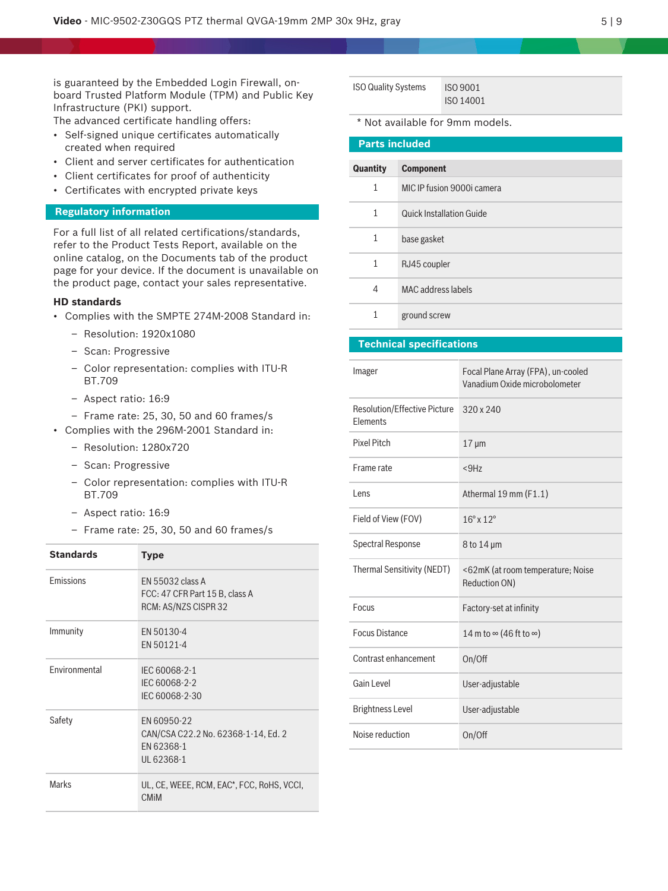is guaranteed by the Embedded Login Firewall, on-board Trusted Platform Module (TPM) and Public Key Infrastructure (PKI) support.

The advanced certificate handling offers:

- Self-signed unique certificates automatically created when required
- Client and server certificates for authentication
- Client certificates for proof of authenticity
- Certificates with encrypted private keys

## Regulatory information

For a full list of all related certifications/standards, refer to the Product Tests Report, available on the online catalog, on the Documents tab of the product page for your device. If the document is unavailable on the product page, contact your sales representative.

### HD standards

- Complies with the SMPTE 274M-2008 Standard in:
  - Resolution: 1920x1080
  - Scan: Progressive
  - Color representation: complies with ITU-R BT.709
  - Aspect ratio: 16:9
  - Frame rate: 25, 30, 50 and 60 frames/s
- Complies with the 296M-2001 Standard in:
  - Resolution: 1280x720
  - Scan: Progressive
  - Color representation: complies with ITU-R BT.709
  - Aspect ratio: 16:9
  - Frame rate: 25, 30, 50 and 60 frames/s

| Standards | Type |
|---|---|
| Emissions | EN 55032 class A<br>FCC: 47 CFR Part 15 B, class A<br>RCM: AS/NZS CISPR 32 |
| Immunity | EN 50130-4<br>EN 50121-4 |
| Environmental | IEC 60068-2-1<br>IEC 60068-2-2<br>IEC 60068-2-30 |
| Safety | EN 60950-22<br>CAN/CSA C22.2 No. 62368-1-14, Ed. 2<br>EN 62368-1<br>UL 62368-1 |
| Marks | UL, CE, WEEE, RCM, EAC*, FCC, RoHS, VCCI, CMiM |
| ISO Quality Systems | ISO 9001<br>ISO 14001 |

* Not available for 9mm models.

## Parts included

| Quantity | Component |
|---|---|
| 1 | MIC IP fusion 9000i camera |
| 1 | Quick Installation Guide |
| 1 | base gasket |
| 1 | RJ45 coupler |
| 4 | MAC address labels |
| 1 | ground screw |

## Technical specifications

| | |
|---|---|
| Imager | Focal Plane Array (FPA), un-cooled Vanadium Oxide microbolometer |
| Resolution/Effective Picture Elements | 320 x 240 |
| Pixel Pitch | 17 µm |
| Frame rate | <9Hz |
| Lens | Athermal 19 mm (F1.1) |
| Field of View (FOV) | 16° x 12° |
| Spectral Response | 8 to 14 µm |
| Thermal Sensitivity (NEDT) | <62mK (at room temperature; Noise Reduction ON) |
| Focus | Factory-set at infinity |
| Focus Distance | 14 m to ∞ (46 ft to ∞) |
| Contrast enhancement | On/Off |
| Gain Level | User-adjustable |
| Brightness Level | User-adjustable |
| Noise reduction | On/Off |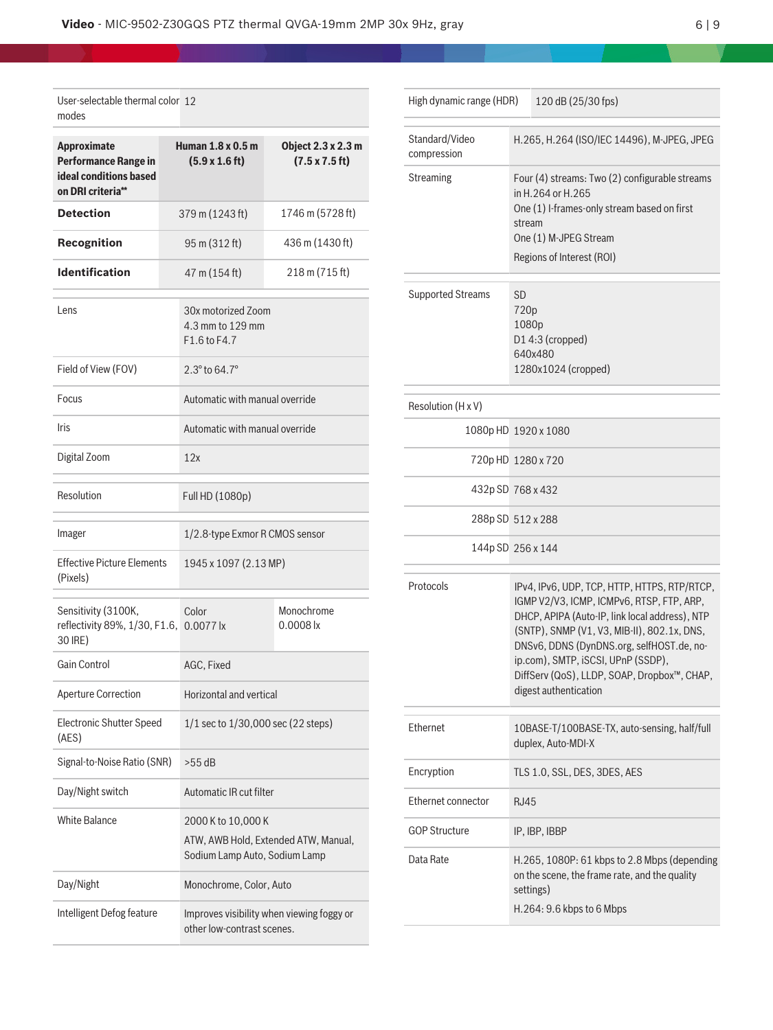| | | |
|---|---|---|
| User-selectable thermal color modes | 12 | |
| **Approximate Performance Range in ideal conditions based on DRI criteria**** | **Human 1.8 x 0.5 m (5.9 x 1.6 ft)** | **Object 2.3 x 2.3 m (7.5 x 7.5 ft)** |
| **Detection** | 379 m (1243 ft) | 1746 m (5728 ft) |
| **Recognition** | 95 m (312 ft) | 436 m (1430 ft) |
| **Identification** | 47 m (154 ft) | 218 m (715 ft) |

| | |
|---|---|
| Lens | 30x motorized Zoom<br>4.3 mm to 129 mm<br>F1.6 to F4.7 |
| Field of View (FOV) | 2.3° to 64.7° |
| Focus | Automatic with manual override |
| Iris | Automatic with manual override |
| Digital Zoom | 12x |

| | |
|---|---|
| Resolution | Full HD (1080p) |

| | |
|---|---|
| Imager | 1/2.8-type Exmor R CMOS sensor |
| Effective Picture Elements (Pixels) | 1945 x 1097 (2.13 MP) |

| | | |
|---|---|---|
| Sensitivity (3100K, reflectivity 89%, 1/30, F1.6, 30 IRE) | Color<br>0.0077 lx | Monochrome<br>0.0008 lx |
| Gain Control | AGC, Fixed | |
| Aperture Correction | Horizontal and vertical | |
| Electronic Shutter Speed (AES) | 1/1 sec to 1/30,000 sec (22 steps) | |
| Signal-to-Noise Ratio (SNR) | >55 dB | |
| Day/Night switch | Automatic IR cut filter | |
| White Balance | 2000 K to 10,000 K<br>ATW, AWB Hold, Extended ATW, Manual, Sodium Lamp Auto, Sodium Lamp | |
| Day/Night | Monochrome, Color, Auto | |
| Intelligent Defog feature | Improves visibility when viewing foggy or other low-contrast scenes. | |

| | |
|---|---|
| High dynamic range (HDR) | 120 dB (25/30 fps) |

| | |
|---|---|
| Standard/Video compression | H.265, H.264 (ISO/IEC 14496), M-JPEG, JPEG |
| Streaming | Four (4) streams: Two (2) configurable streams in H.264 or H.265<br>One (1) I-frames-only stream based on first stream<br>One (1) M-JPEG Stream<br>Regions of Interest (ROI) |

| | |
|---|---|
| Supported Streams | SD<br>720p<br>1080p<br>D1 4:3 (cropped)<br>640x480<br>1280x1024 (cropped) |

| | |
|---|---|
| Resolution (H x V) | |
| 1080p HD | 1920 x 1080 |
| 720p HD | 1280 x 720 |
| 432p SD | 768 x 432 |
| 288p SD | 512 x 288 |
| 144p SD | 256 x 144 |

| | |
|---|---|
| Protocols | IPv4, IPv6, UDP, TCP, HTTP, HTTPS, RTP/RTCP, IGMP V2/V3, ICMP, ICMPv6, RTSP, FTP, ARP, DHCP, APIPA (Auto-IP, link local address), NTP (SNTP), SNMP (V1, V3, MIB-II), 802.1x, DNS, DNSv6, DDNS (DynDNS.org, selfHOST.de, no-ip.com), SMTP, iSCSI, UPnP (SSDP), DiffServ (QoS), LLDP, SOAP, Dropbox™, CHAP, digest authentication |

| | |
|---|---|
| Ethernet | 10BASE-T/100BASE-TX, auto-sensing, half/full duplex, Auto-MDI-X |
| Encryption | TLS 1.0, SSL, DES, 3DES, AES |
| Ethernet connector | RJ45 |
| GOP Structure | IP, IBP, IBBP |
| Data Rate | H.265, 1080P: 61 kbps to 2.8 Mbps (depending on the scene, the frame rate, and the quality settings)<br>H.264: 9.6 kbps to 6 Mbps |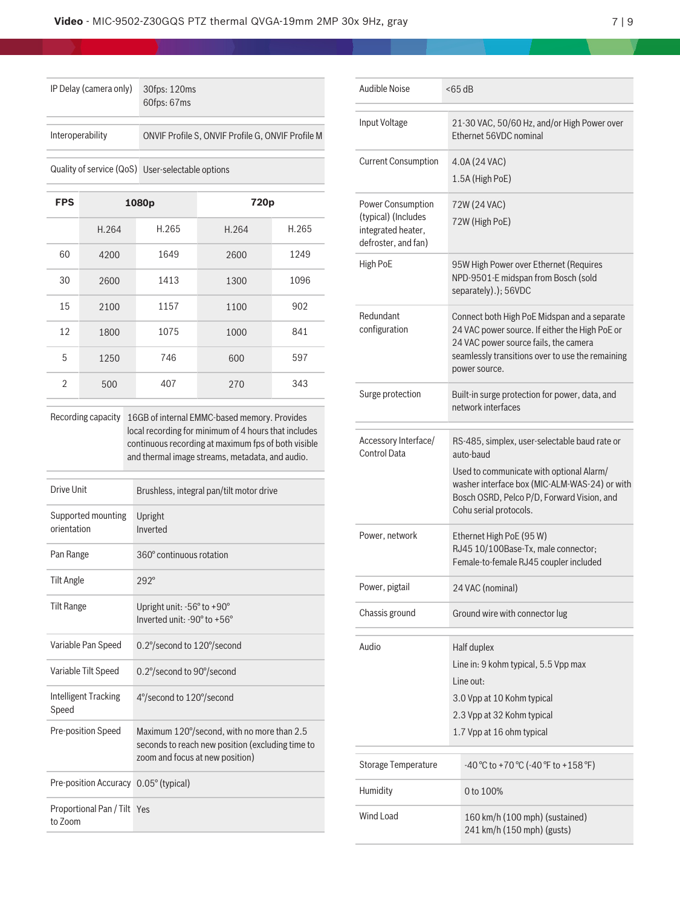| | |
|---|---|
| IP Delay (camera only) | 30fps: 120ms<br>60fps: 67ms |

| | |
|---|---|
| Interoperability | ONVIF Profile S, ONVIF Profile G, ONVIF Profile M |

| | |
|---|---|
| Quality of service (QoS) | User-selectable options |

| FPS | 1080p | | 720p | |
|---|---|---|---|---|
| | H.264 | H.265 | H.264 | H.265 |
| 60 | 4200 | 1649 | 2600 | 1249 |
| 30 | 2600 | 1413 | 1300 | 1096 |
| 15 | 2100 | 1157 | 1100 | 902 |
| 12 | 1800 | 1075 | 1000 | 841 |
| 5 | 1250 | 746 | 600 | 597 |
| 2 | 500 | 407 | 270 | 343 |

| | |
|---|---|
| Recording capacity | 16GB of internal EMMC-based memory. Provides local recording for minimum of 4 hours that includes continuous recording at maximum fps of both visible and thermal image streams, metadata, and audio. |

| | |
|---|---|
| Drive Unit | Brushless, integral pan/tilt motor drive |
| Supported mounting orientation | Upright<br>Inverted |
| Pan Range | 360° continuous rotation |
| Tilt Angle | 292° |
| Tilt Range | Upright unit: -56° to +90°<br>Inverted unit: -90° to +56° |
| Variable Pan Speed | 0.2°/second to 120°/second |
| Variable Tilt Speed | 0.2°/second to 90°/second |
| Intelligent Tracking Speed | 4°/second to 120°/second |
| Pre-position Speed | Maximum 120°/second, with no more than 2.5 seconds to reach new position (excluding time to zoom and focus at new position) |
| Pre-position Accuracy | 0.05° (typical) |
| Proportional Pan / Tilt to Zoom | Yes |

| | |
|---|---|
| Audible Noise | <65 dB |

| | |
|---|---|
| Input Voltage | 21-30 VAC, 50/60 Hz, and/or High Power over Ethernet 56VDC nominal |
| Current Consumption | 4.0A (24 VAC)<br>1.5A (High PoE) |
| Power Consumption (typical) (Includes integrated heater, defroster, and fan) | 72W (24 VAC)<br>72W (High PoE) |
| High PoE | 95W High Power over Ethernet (Requires NPD-9501-E midspan from Bosch (sold separately).); 56VDC |
| Redundant configuration | Connect both High PoE Midspan and a separate 24 VAC power source. If either the High PoE or 24 VAC power source fails, the camera seamlessly transitions over to use the remaining power source. |
| Surge protection | Built-in surge protection for power, data, and network interfaces |

| | |
|---|---|
| Accessory Interface/ Control Data | RS-485, simplex, user-selectable baud rate or auto-baud<br>Used to communicate with optional Alarm/ washer interface box (MIC-ALM-WAS-24) or with Bosch OSRD, Pelco P/D, Forward Vision, and Cohu serial protocols. |
| Power, network | Ethernet High PoE (95 W)<br>RJ45 10/100Base-Tx, male connector;<br>Female-to-female RJ45 coupler included |
| Power, pigtail | 24 VAC (nominal) |
| Chassis ground | Ground wire with connector lug |

| | |
|---|---|
| Audio | Half duplex<br>Line in: 9 kohm typical, 5.5 Vpp max<br>Line out:<br>3.0 Vpp at 10 Kohm typical<br>2.3 Vpp at 32 Kohm typical<br>1.7 Vpp at 16 ohm typical |

| | |
|---|---|
| Storage Temperature | -40 °C to +70 °C (-40 °F to +158 °F) |
| Humidity | 0 to 100% |
| Wind Load | 160 km/h (100 mph) (sustained)<br>241 km/h (150 mph) (gusts) |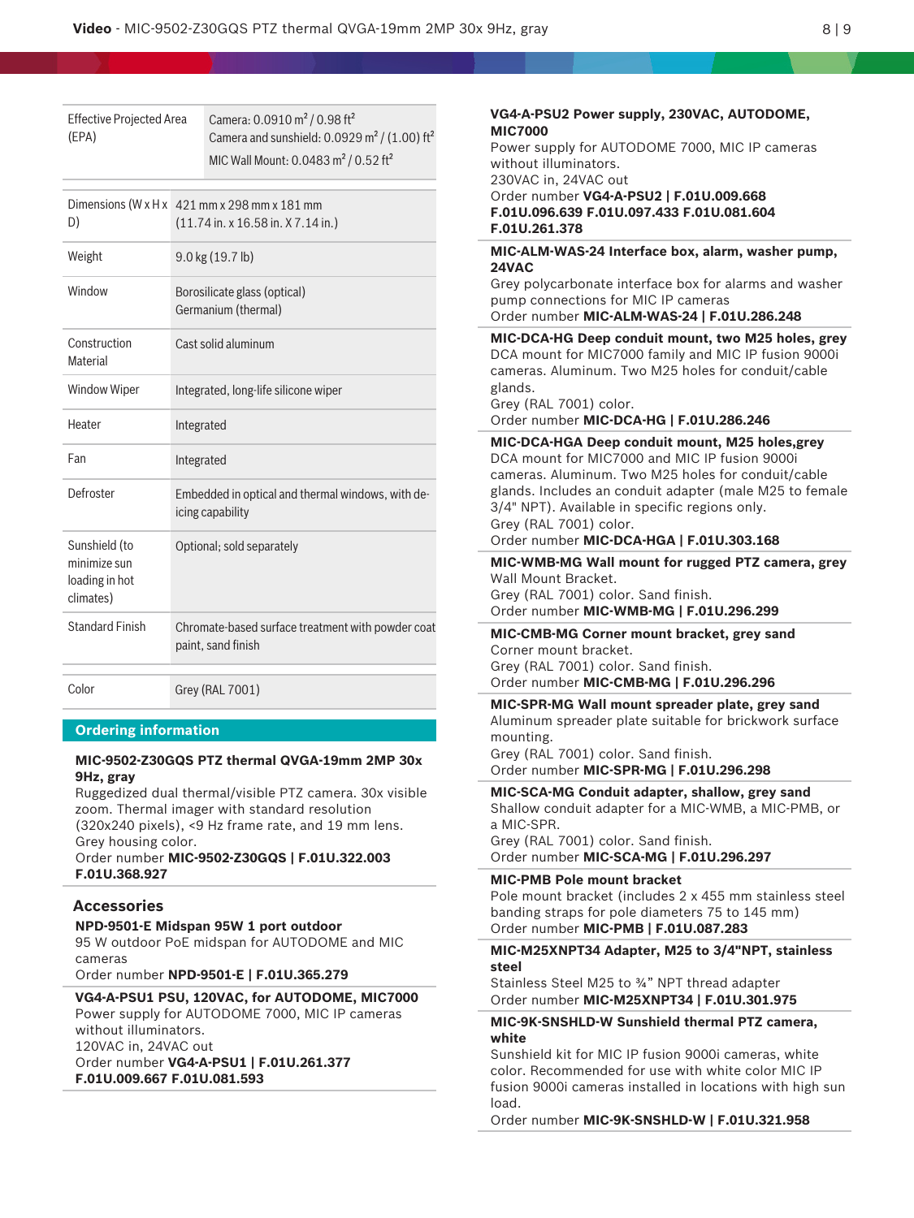| | |
|---|---|
| Effective Projected Area (EPA) | Camera: 0.0910 m² / 0.98 ft²<br>Camera and sunshield: 0.0929 m² / (1.00) ft²<br>MIC Wall Mount: 0.0483 m² / 0.52 ft² |
| Dimensions (W x H x D) | 421 mm x 298 mm x 181 mm<br>(11.74 in. x 16.58 in. X 7.14 in.) |
| Weight | 9.0 kg (19.7 lb) |
| Window | Borosilicate glass (optical)<br>Germanium (thermal) |
| Construction Material | Cast solid aluminum |
| Window Wiper | Integrated, long-life silicone wiper |
| Heater | Integrated |
| Fan | Integrated |
| Defroster | Embedded in optical and thermal windows, with de-icing capability |
| Sunshield (to minimize sun loading in hot climates) | Optional; sold separately |
| Standard Finish | Chromate-based surface treatment with powder coat paint, sand finish |
| Color | Grey (RAL 7001) |

## Ordering information

**MIC-9502-Z30GQS PTZ thermal QVGA-19mm 2MP 30x 9Hz, gray**
Ruggedized dual thermal/visible PTZ camera. 30x visible zoom. Thermal imager with standard resolution (320x240 pixels), <9 Hz frame rate, and 19 mm lens. Grey housing color.
Order number **MIC-9502-Z30GQS | F.01U.322.003 F.01U.368.927**

### Accessories

**NPD-9501-E Midspan 95W 1 port outdoor**
95 W outdoor PoE midspan for AUTODOME and MIC cameras
Order number **NPD-9501-E | F.01U.365.279**

**VG4-A-PSU1 PSU, 120VAC, for AUTODOME, MIC7000**
Power supply for AUTODOME 7000, MIC IP cameras without illuminators.
120VAC in, 24VAC out
Order number **VG4-A-PSU1 | F.01U.261.377 F.01U.009.667 F.01U.081.593**

**VG4-A-PSU2 Power supply, 230VAC, AUTODOME, MIC7000**
Power supply for AUTODOME 7000, MIC IP cameras without illuminators.
230VAC in, 24VAC out
Order number **VG4-A-PSU2 | F.01U.009.668 F.01U.096.639 F.01U.097.433 F.01U.081.604 F.01U.261.378**

**MIC-ALM-WAS-24 Interface box, alarm, washer pump, 24VAC**
Grey polycarbonate interface box for alarms and washer pump connections for MIC IP cameras
Order number **MIC-ALM-WAS-24 | F.01U.286.248**

**MIC-DCA-HG Deep conduit mount, two M25 holes, grey**
DCA mount for MIC7000 family and MIC IP fusion 9000i cameras. Aluminum. Two M25 holes for conduit/cable glands.
Grey (RAL 7001) color.
Order number **MIC-DCA-HG | F.01U.286.246**

**MIC-DCA-HGA Deep conduit mount, M25 holes,grey**
DCA mount for MIC7000 and MIC IP fusion 9000i cameras. Aluminum. Two M25 holes for conduit/cable glands. Includes an conduit adapter (male M25 to female 3/4" NPT). Available in specific regions only.
Grey (RAL 7001) color.
Order number **MIC-DCA-HGA | F.01U.303.168**

**MIC-WMB-MG Wall mount for rugged PTZ camera, grey**
Wall Mount Bracket.
Grey (RAL 7001) color. Sand finish.
Order number **MIC-WMB-MG | F.01U.296.299**

**MIC-CMB-MG Corner mount bracket, grey sand**
Corner mount bracket.
Grey (RAL 7001) color. Sand finish.
Order number **MIC-CMB-MG | F.01U.296.296**

**MIC-SPR-MG Wall mount spreader plate, grey sand**
Aluminum spreader plate suitable for brickwork surface mounting.
Grey (RAL 7001) color. Sand finish.
Order number **MIC-SPR-MG | F.01U.296.298**

**MIC-SCA-MG Conduit adapter, shallow, grey sand**
Shallow conduit adapter for a MIC-WMB, a MIC-PMB, or a MIC-SPR.
Grey (RAL 7001) color. Sand finish.
Order number **MIC-SCA-MG | F.01U.296.297**

**MIC-PMB Pole mount bracket**
Pole mount bracket (includes 2 x 455 mm stainless steel banding straps for pole diameters 75 to 145 mm)
Order number **MIC-PMB | F.01U.087.283**

**MIC-M25XNPT34 Adapter, M25 to 3/4"NPT, stainless steel**
Stainless Steel M25 to ¾" NPT thread adapter
Order number **MIC-M25XNPT34 | F.01U.301.975**

**MIC-9K-SNSHLD-W Sunshield thermal PTZ camera, white**
Sunshield kit for MIC IP fusion 9000i cameras, white color. Recommended for use with white color MIC IP fusion 9000i cameras installed in locations with high sun load.
Order number **MIC-9K-SNSHLD-W | F.01U.321.958**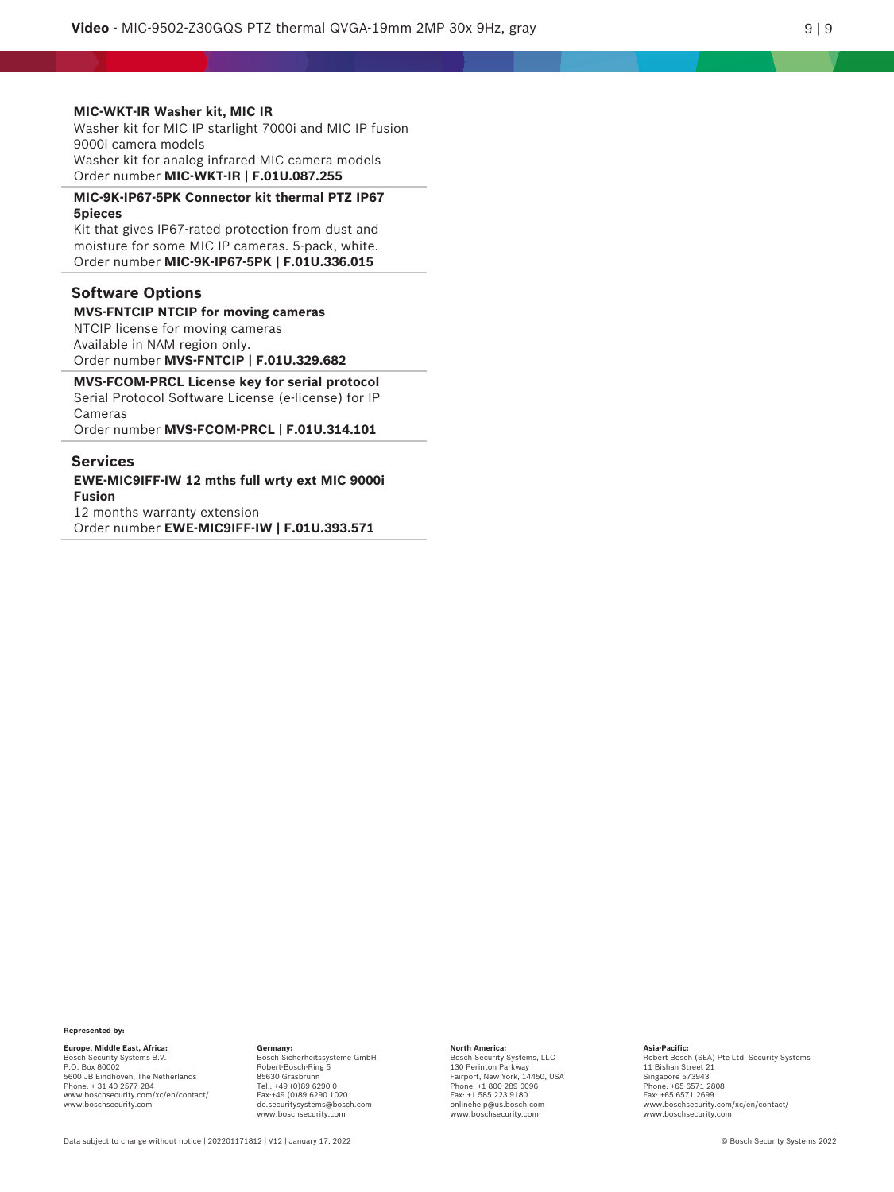**MIC-WKT-IR Washer kit, MIC IR**

Washer kit for MIC IP starlight 7000i and MIC IP fusion 9000i camera models
Washer kit for analog infrared MIC camera models
Order number **MIC-WKT-IR | F.01U.087.255**

**MIC-9K-IP67-5PK Connector kit thermal PTZ IP67 5pieces**

Kit that gives IP67-rated protection from dust and moisture for some MIC IP cameras. 5-pack, white.
Order number **MIC-9K-IP67-5PK | F.01U.336.015**

## Software Options

**MVS-FNTCIP NTCIP for moving cameras**

NTCIP license for moving cameras
Available in NAM region only.
Order number **MVS-FNTCIP | F.01U.329.682**

**MVS-FCOM-PRCL License key for serial protocol**

Serial Protocol Software License (e-license) for IP Cameras
Order number **MVS-FCOM-PRCL | F.01U.314.101**

## Services

**EWE-MIC9IFF-IW 12 mths full wrty ext MIC 9000i Fusion**

12 months warranty extension
Order number **EWE-MIC9IFF-IW | F.01U.393.571**

**Represented by:**

**Europe, Middle East, Africa:**
Bosch Security Systems B.V.
P.O. Box 80002
5600 JB Eindhoven, The Netherlands
Phone: + 31 40 2577 284
www.boschsecurity.com/xc/en/contact/
www.boschsecurity.com

**Germany:**
Bosch Sicherheitssysteme GmbH
Robert-Bosch-Ring 5
85630 Grasbrunn
Tel.: +49 (0)89 6290 0
Fax:+49 (0)89 6290 1020
de.securitysystems@bosch.com
www.boschsecurity.com

**North America:**
Bosch Security Systems, LLC
130 Perinton Parkway
Fairport, New York, 14450, USA
Phone: +1 800 289 0096
Fax: +1 585 223 9180
onlinehelp@us.bosch.com
www.boschsecurity.com

**Asia-Pacific:**
Robert Bosch (SEA) Pte Ltd, Security Systems
11 Bishan Street 21
Singapore 573943
Phone: +65 6571 2808
Fax: +65 6571 2699
www.boschsecurity.com/xc/en/contact/
www.boschsecurity.com

Data subject to change without notice | 202201171812 | V12 | January 17, 2022

© Bosch Security Systems 2022